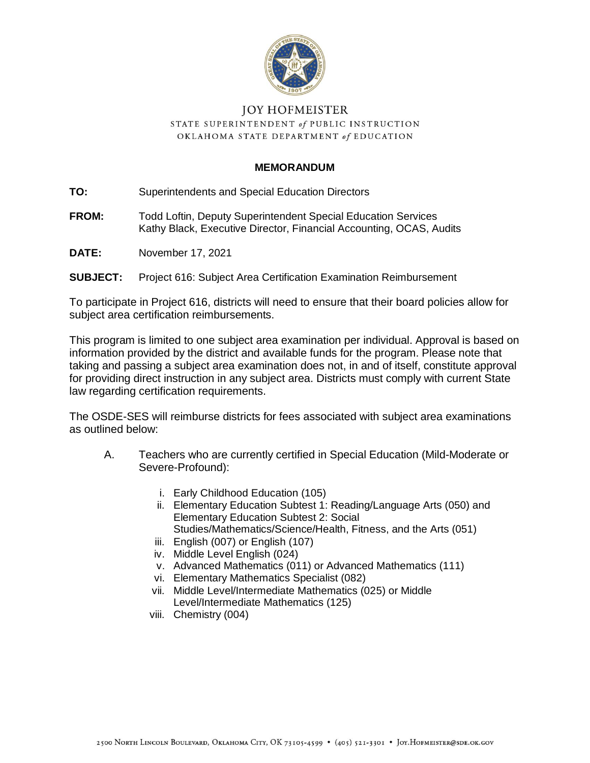JOY HOFMEISTER
STATE SUPERINTENDENT *of* PUBLIC INSTRUCTION
OKLAHOMA STATE DEPARTMENT *of* EDUCATION

**MEMORANDUM**

**TO:** Superintendents and Special Education Directors

**FROM:** Todd Loftin, Deputy Superintendent Special Education Services
Kathy Black, Executive Director, Financial Accounting, OCAS, Audits

**DATE:** November 17, 2021

**SUBJECT:** Project 616: Subject Area Certification Examination Reimbursement

To participate in Project 616, districts will need to ensure that their board policies allow for subject area certification reimbursements.

This program is limited to one subject area examination per individual. Approval is based on information provided by the district and available funds for the program. Please note that taking and passing a subject area examination does not, in and of itself, constitute approval for providing direct instruction in any subject area. Districts must comply with current State law regarding certification requirements.

The OSDE-SES will reimburse districts for fees associated with subject area examinations as outlined below:

A. Teachers who are currently certified in Special Education (Mild-Moderate or Severe-Profound):

   i. Early Childhood Education (105)
   ii. Elementary Education Subtest 1: Reading/Language Arts (050) and Elementary Education Subtest 2: Social Studies/Mathematics/Science/Health, Fitness, and the Arts (051)
   iii. English (007) or English (107)
   iv. Middle Level English (024)
   v. Advanced Mathematics (011) or Advanced Mathematics (111)
   vi. Elementary Mathematics Specialist (082)
   vii. Middle Level/Intermediate Mathematics (025) or Middle Level/Intermediate Mathematics (125)
   viii. Chemistry (004)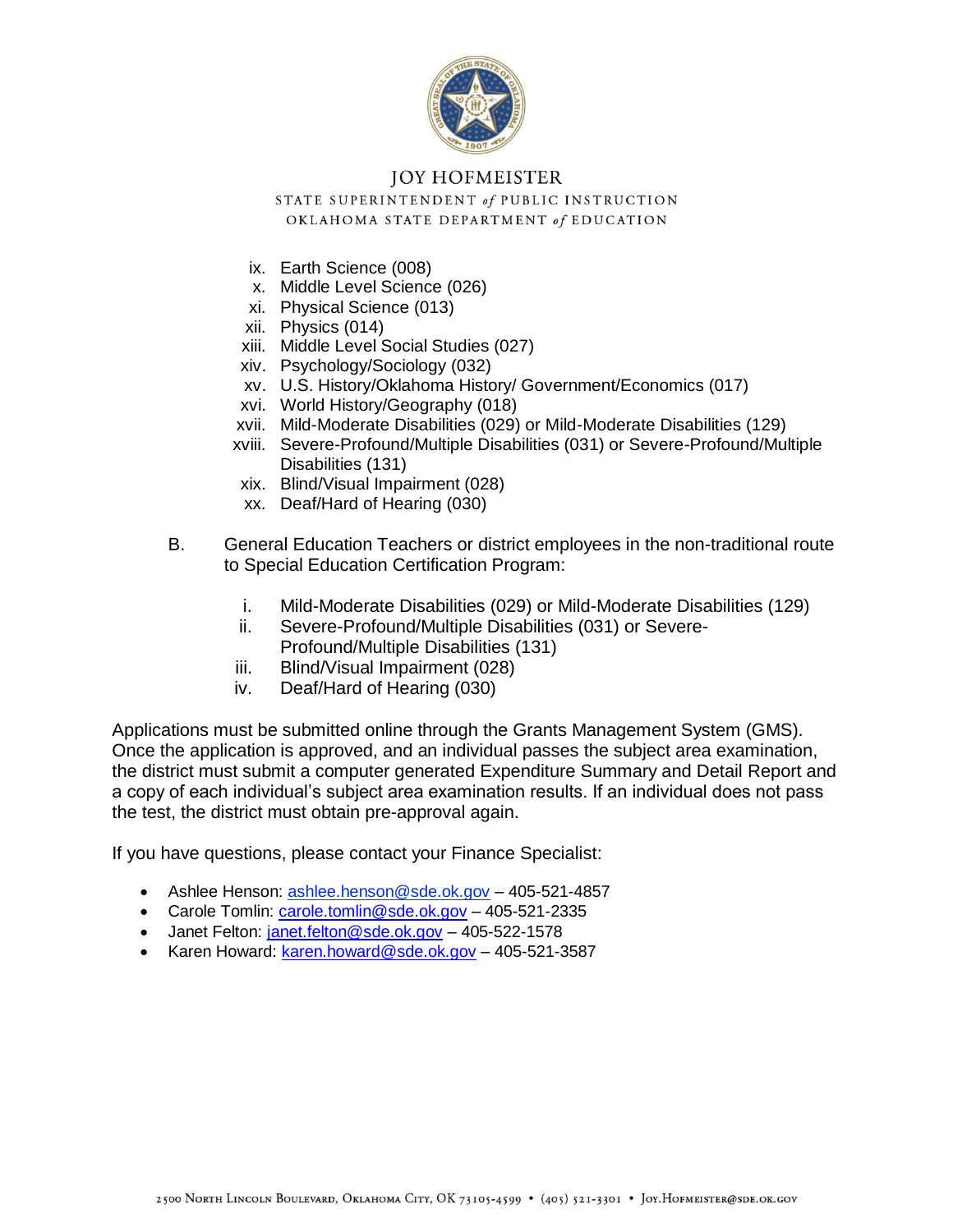ix. Earth Science (008)
x. Middle Level Science (026)
xi. Physical Science (013)
xii. Physics (014)
xiii. Middle Level Social Studies (027)
xiv. Psychology/Sociology (032)
xv. U.S. History/Oklahoma History/ Government/Economics (017)
xvi. World History/Geography (018)
xvii. Mild-Moderate Disabilities (029) or Mild-Moderate Disabilities (129)
xviii. Severe-Profound/Multiple Disabilities (031) or Severe-Profound/Multiple Disabilities (131)
xix. Blind/Visual Impairment (028)
xx. Deaf/Hard of Hearing (030)

B. General Education Teachers or district employees in the non-traditional route to Special Education Certification Program:

i. Mild-Moderate Disabilities (029) or Mild-Moderate Disabilities (129)
ii. Severe-Profound/Multiple Disabilities (031) or Severe-Profound/Multiple Disabilities (131)
iii. Blind/Visual Impairment (028)
iv. Deaf/Hard of Hearing (030)

Applications must be submitted online through the Grants Management System (GMS). Once the application is approved, and an individual passes the subject area examination, the district must submit a computer generated Expenditure Summary and Detail Report and a copy of each individual's subject area examination results. If an individual does not pass the test, the district must obtain pre-approval again.

If you have questions, please contact your Finance Specialist:

- Ashlee Henson: ashlee.henson@sde.ok.gov – 405-521-4857
- Carole Tomlin: carole.tomlin@sde.ok.gov – 405-521-2335
- Janet Felton: janet.felton@sde.ok.gov – 405-522-1578
- Karen Howard: karen.howard@sde.ok.gov – 405-521-3587